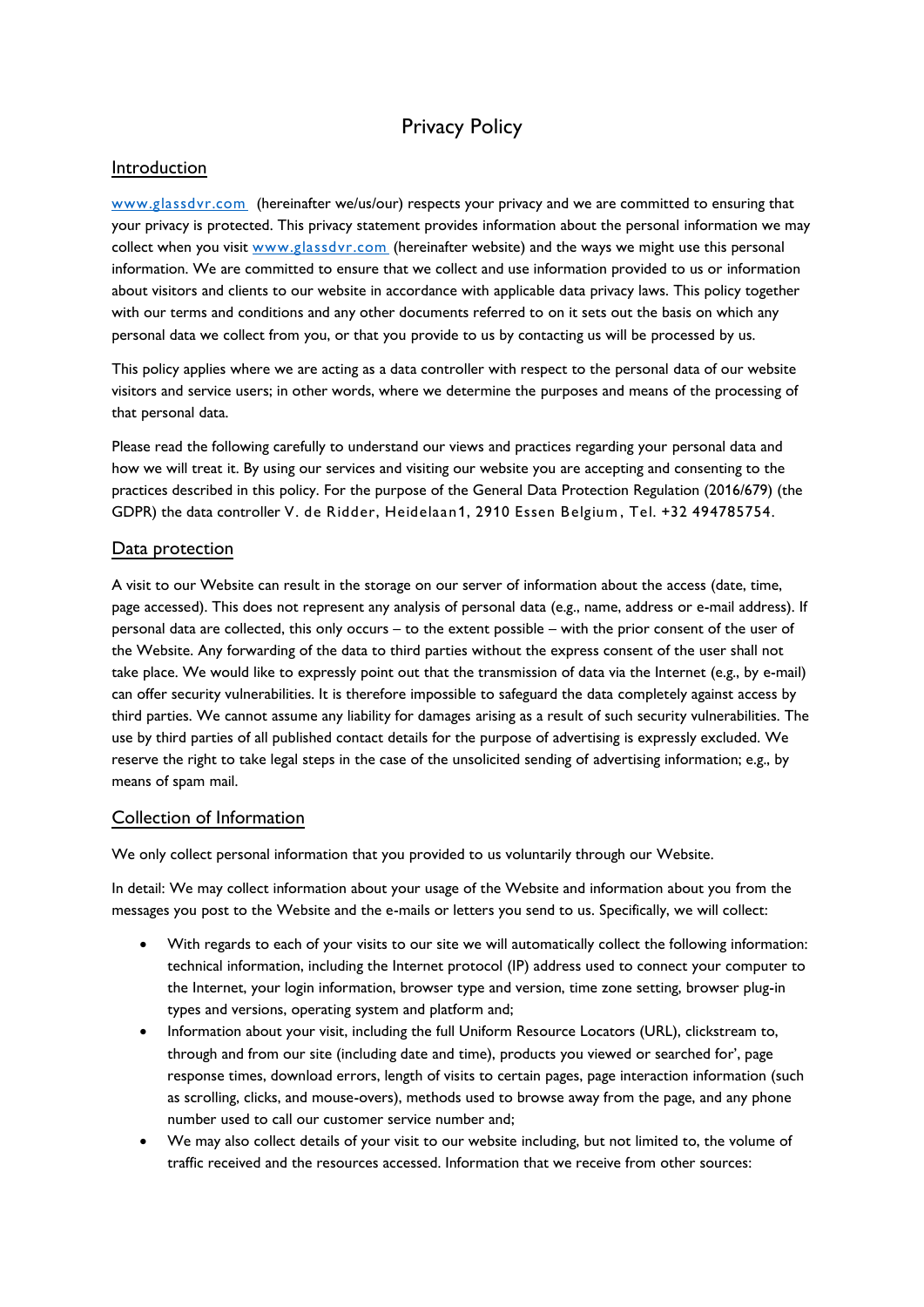# Privacy Policy

## Introduction

[www.glassdvr.com](http://www.glassdvr.com) (hereinafter we/us/our) respects your privacy and we are committed to ensuring that your privacy is protected. This privacy statement provides information about the personal information we may collect when you visit [www.glassdvr.com](http://www.glassdvr.com) (hereinafter website) and the ways we might use this personal information. We are committed to ensure that we collect and use information provided to us or information about visitors and clients to our website in accordance with applicable data privacy laws. This policy together with our terms and conditions and any other documents referred to on it sets out the basis on which any personal data we collect from you, or that you provide to us by contacting us will be processed by us.

This policy applies where we are acting as a data controller with respect to the personal data of our website visitors and service users; in other words, where we determine the purposes and means of the processing of that personal data.

Please read the following carefully to understand our views and practices regarding your personal data and how we will treat it. By using our services and visiting our website you are accepting and consenting to the practices described in this policy. For the purpose of the General Data Protection Regulation (2016/679) (the GDPR) the data controller V. de Ridder, Heidelaan1, 2910 Essen Belgium, Tel. +32 494785754.

## Data protection

A visit to our Website can result in the storage on our server of information about the access (date, time, page accessed). This does not represent any analysis of personal data (e.g., name, address or e-mail address). If personal data are collected, this only occurs – to the extent possible – with the prior consent of the user of the Website. Any forwarding of the data to third parties without the express consent of the user shall not take place. We would like to expressly point out that the transmission of data via the Internet (e.g., by e-mail) can offer security vulnerabilities. It is therefore impossible to safeguard the data completely against access by third parties. We cannot assume any liability for damages arising as a result of such security vulnerabilities. The use by third parties of all published contact details for the purpose of advertising is expressly excluded. We reserve the right to take legal steps in the case of the unsolicited sending of advertising information; e.g., by means of spam mail.

## Collection of Information

We only collect personal information that you provided to us voluntarily through our Website.

In detail: We may collect information about your usage of the Website and information about you from the messages you post to the Website and the e-mails or letters you send to us. Specifically, we will collect:

- With regards to each of your visits to our site we will automatically collect the following information: technical information, including the Internet protocol (IP) address used to connect your computer to the Internet, your login information, browser type and version, time zone setting, browser plug-in types and versions, operating system and platform and;
- Information about your visit, including the full Uniform Resource Locators (URL), clickstream to, through and from our site (including date and time), products you viewed or searched for', page response times, download errors, length of visits to certain pages, page interaction information (such as scrolling, clicks, and mouse-overs), methods used to browse away from the page, and any phone number used to call our customer service number and;
- We may also collect details of your visit to our website including, but not limited to, the volume of traffic received and the resources accessed. Information that we receive from other sources: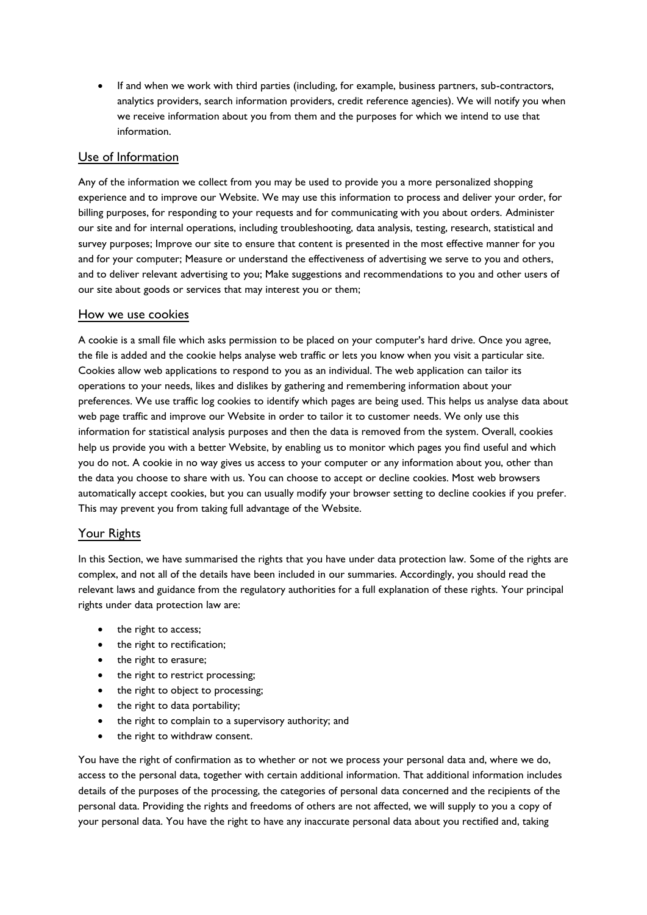- If and when we work with third parties (including, for example, business partners, sub-contractors, analytics providers, search information providers, credit reference agencies). We will notify you when we receive information about you from them and the purposes for which we intend to use that information.

## Use of Information

Any of the information we collect from you may be used to provide you a more personalized shopping experience and to improve our Website. We may use this information to process and deliver your order, for billing purposes, for responding to your requests and for communicating with you about orders. Administer our site and for internal operations, including troubleshooting, data analysis, testing, research, statistical and survey purposes; Improve our site to ensure that content is presented in the most effective manner for you and for your computer; Measure or understand the effectiveness of advertising we serve to you and others, and to deliver relevant advertising to you; Make suggestions and recommendations to you and other users of our site about goods or services that may interest you or them;

## How we use cookies

A cookie is a small file which asks permission to be placed on your computer's hard drive. Once you agree, the file is added and the cookie helps analyse web traffic or lets you know when you visit a particular site. Cookies allow web applications to respond to you as an individual. The web application can tailor its operations to your needs, likes and dislikes by gathering and remembering information about your preferences. We use traffic log cookies to identify which pages are being used. This helps us analyse data about web page traffic and improve our Website in order to tailor it to customer needs. We only use this information for statistical analysis purposes and then the data is removed from the system. Overall, cookies help us provide you with a better Website, by enabling us to monitor which pages you find useful and which you do not. A cookie in no way gives us access to your computer or any information about you, other than the data you choose to share with us. You can choose to accept or decline cookies. Most web browsers automatically accept cookies, but you can usually modify your browser setting to decline cookies if you prefer. This may prevent you from taking full advantage of the Website.

## Your Rights

In this Section, we have summarised the rights that you have under data protection law. Some of the rights are complex, and not all of the details have been included in our summaries. Accordingly, you should read the relevant laws and guidance from the regulatory authorities for a full explanation of these rights. Your principal rights under data protection law are:

- the right to access;
- the right to rectification;
- the right to erasure;
- the right to restrict processing;
- the right to object to processing;
- the right to data portability;
- the right to complain to a supervisory authority; and
- the right to withdraw consent.

You have the right of confirmation as to whether or not we process your personal data and, where we do, access to the personal data, together with certain additional information. That additional information includes details of the purposes of the processing, the categories of personal data concerned and the recipients of the personal data. Providing the rights and freedoms of others are not affected, we will supply to you a copy of your personal data. You have the right to have any inaccurate personal data about you rectified and, taking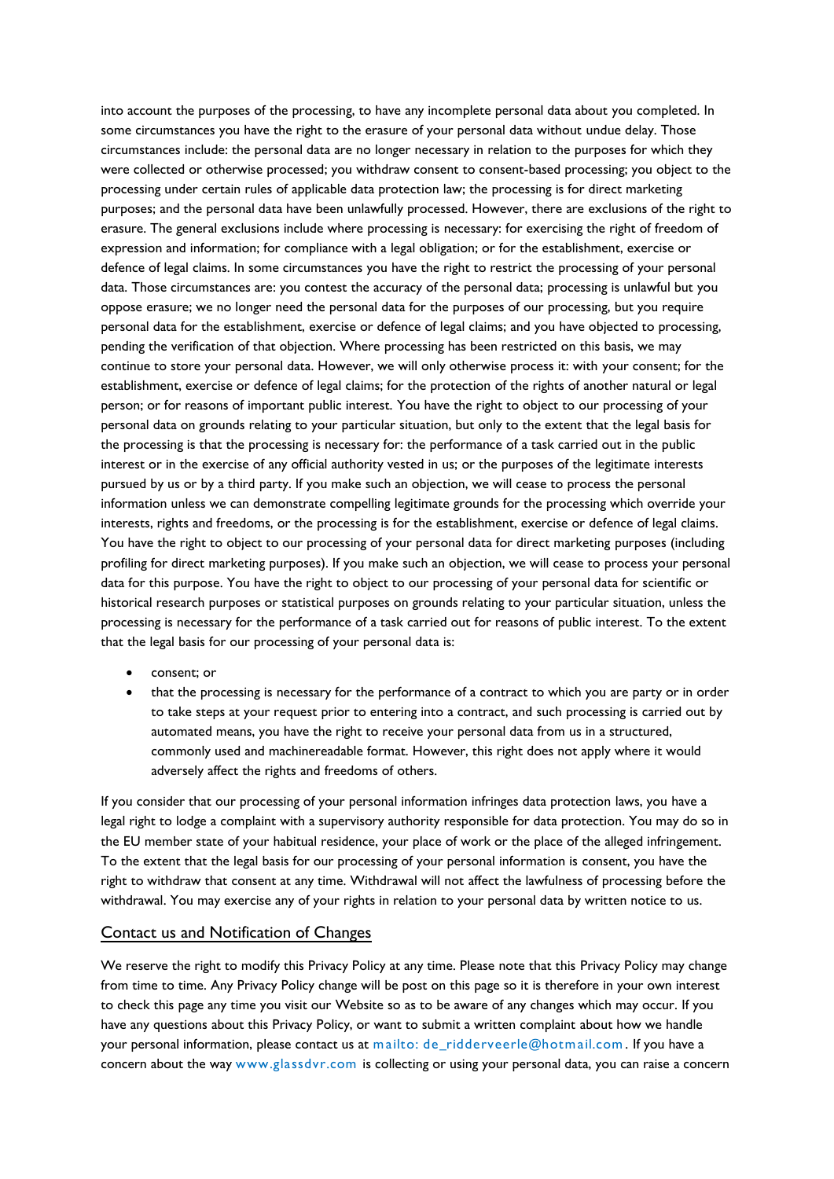into account the purposes of the processing, to have any incomplete personal data about you completed. In some circumstances you have the right to the erasure of your personal data without undue delay. Those circumstances include: the personal data are no longer necessary in relation to the purposes for which they were collected or otherwise processed; you withdraw consent to consent-based processing; you object to the processing under certain rules of applicable data protection law; the processing is for direct marketing purposes; and the personal data have been unlawfully processed. However, there are exclusions of the right to erasure. The general exclusions include where processing is necessary: for exercising the right of freedom of expression and information; for compliance with a legal obligation; or for the establishment, exercise or defence of legal claims. In some circumstances you have the right to restrict the processing of your personal data. Those circumstances are: you contest the accuracy of the personal data; processing is unlawful but you oppose erasure; we no longer need the personal data for the purposes of our processing, but you require personal data for the establishment, exercise or defence of legal claims; and you have objected to processing, pending the verification of that objection. Where processing has been restricted on this basis, we may continue to store your personal data. However, we will only otherwise process it: with your consent; for the establishment, exercise or defence of legal claims; for the protection of the rights of another natural or legal person; or for reasons of important public interest. You have the right to object to our processing of your personal data on grounds relating to your particular situation, but only to the extent that the legal basis for the processing is that the processing is necessary for: the performance of a task carried out in the public interest or in the exercise of any official authority vested in us; or the purposes of the legitimate interests pursued by us or by a third party. If you make such an objection, we will cease to process the personal information unless we can demonstrate compelling legitimate grounds for the processing which override your interests, rights and freedoms, or the processing is for the establishment, exercise or defence of legal claims. You have the right to object to our processing of your personal data for direct marketing purposes (including profiling for direct marketing purposes). If you make such an objection, we will cease to process your personal data for this purpose. You have the right to object to our processing of your personal data for scientific or historical research purposes or statistical purposes on grounds relating to your particular situation, unless the processing is necessary for the performance of a task carried out for reasons of public interest. To the extent that the legal basis for our processing of your personal data is:

- consent; or
- that the processing is necessary for the performance of a contract to which you are party or in order to take steps at your request prior to entering into a contract, and such processing is carried out by automated means, you have the right to receive your personal data from us in a structured, commonly used and machinereadable format. However, this right does not apply where it would adversely affect the rights and freedoms of others.

If you consider that our processing of your personal information infringes data protection laws, you have a legal right to lodge a complaint with a supervisory authority responsible for data protection. You may do so in the EU member state of your habitual residence, your place of work or the place of the alleged infringement. To the extent that the legal basis for our processing of your personal information is consent, you have the right to withdraw that consent at any time. Withdrawal will not affect the lawfulness of processing before the withdrawal. You may exercise any of your rights in relation to your personal data by written notice to us.

## Contact us and Notification of Changes

We reserve the right to modify this Privacy Policy at any time. Please note that this Privacy Policy may change from time to time. Any Privacy Policy change will be post on this page so it is therefore in your own interest to check this page any time you visit our Website so as to be aware of any changes which may occur. If you have any questions about this Privacy Policy, or want to submit a written complaint about how we handle your personal information, please contact us at mailto: de_ridderveerle@hotmail.com. If you have a concern about the way www.glassdvr.com is collecting or using your personal data, you can raise a concern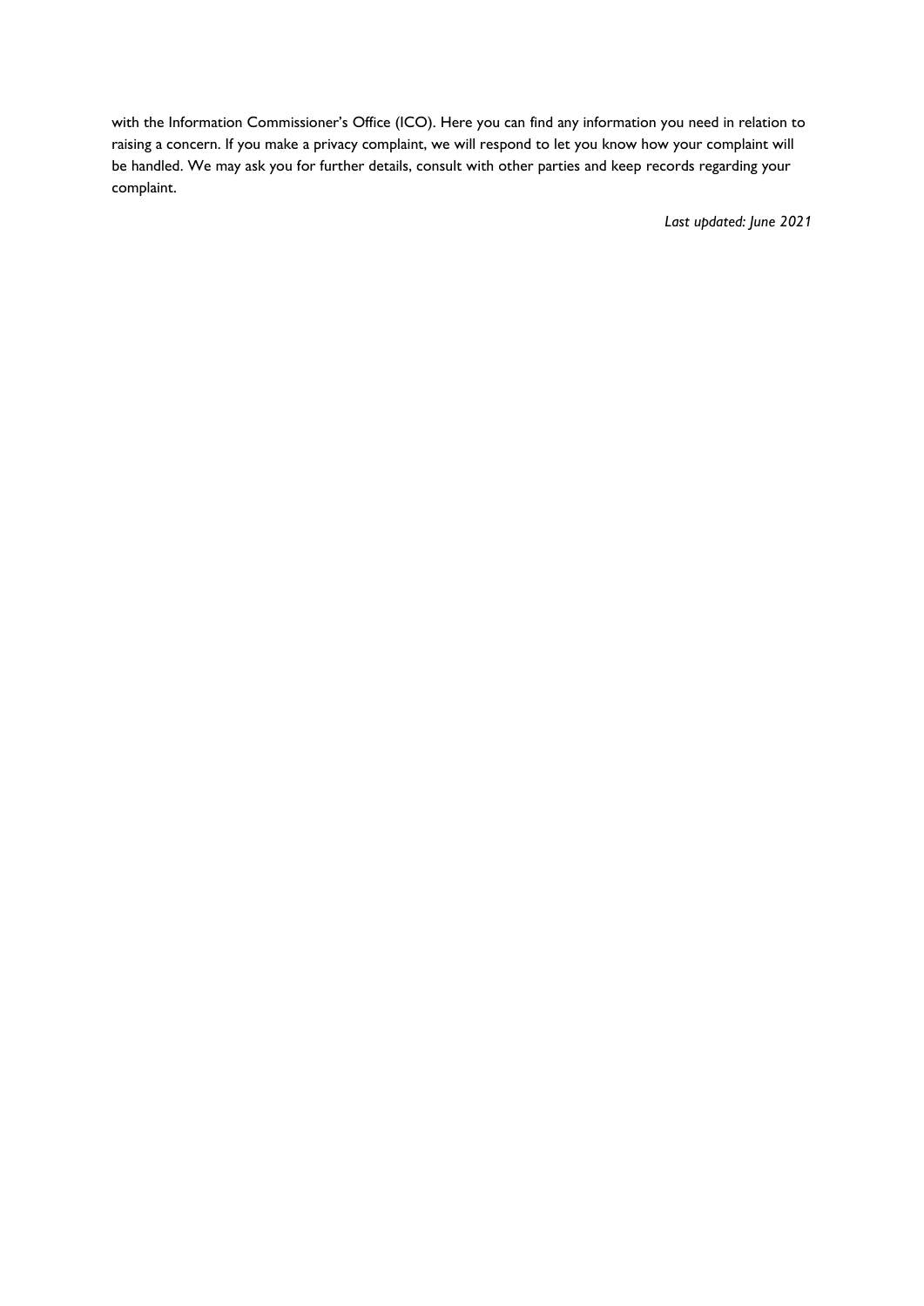with the Information Commissioner's Office (ICO). Here you can find any information you need in relation to raising a concern. If you make a privacy complaint, we will respond to let you know how your complaint will be handled. We may ask you for further details, consult with other parties and keep records regarding your complaint.

*Last updated: June 2021*